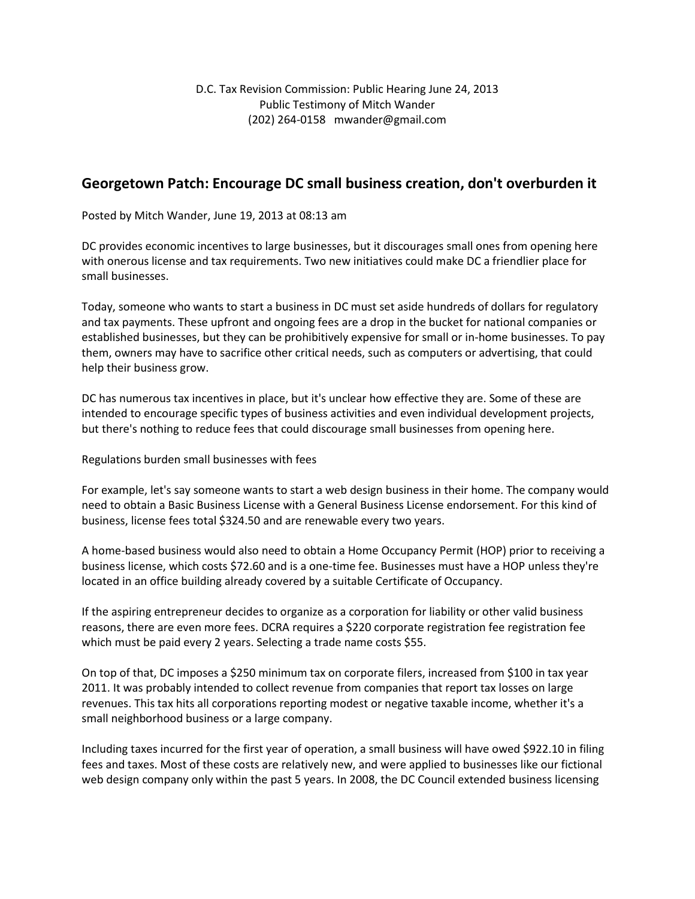D.C. Tax Revision Commission: Public Hearing June 24, 2013
Public Testimony of Mitch Wander
(202) 264-0158 mwander@gmail.com

## Georgetown Patch: Encourage DC small business creation, don't overburden it

Posted by Mitch Wander, June 19, 2013 at 08:13 am

DC provides economic incentives to large businesses, but it discourages small ones from opening here with onerous license and tax requirements. Two new initiatives could make DC a friendlier place for small businesses.

Today, someone who wants to start a business in DC must set aside hundreds of dollars for regulatory and tax payments. These upfront and ongoing fees are a drop in the bucket for national companies or established businesses, but they can be prohibitively expensive for small or in-home businesses. To pay them, owners may have to sacrifice other critical needs, such as computers or advertising, that could help their business grow.

DC has numerous tax incentives in place, but it's unclear how effective they are. Some of these are intended to encourage specific types of business activities and even individual development projects, but there's nothing to reduce fees that could discourage small businesses from opening here.

Regulations burden small businesses with fees

For example, let's say someone wants to start a web design business in their home. The company would need to obtain a Basic Business License with a General Business License endorsement. For this kind of business, license fees total $324.50 and are renewable every two years.

A home-based business would also need to obtain a Home Occupancy Permit (HOP) prior to receiving a business license, which costs $72.60 and is a one-time fee. Businesses must have a HOP unless they're located in an office building already covered by a suitable Certificate of Occupancy.

If the aspiring entrepreneur decides to organize as a corporation for liability or other valid business reasons, there are even more fees. DCRA requires a $220 corporate registration fee registration fee which must be paid every 2 years. Selecting a trade name costs $55.

On top of that, DC imposes a $250 minimum tax on corporate filers, increased from $100 in tax year 2011. It was probably intended to collect revenue from companies that report tax losses on large revenues. This tax hits all corporations reporting modest or negative taxable income, whether it's a small neighborhood business or a large company.

Including taxes incurred for the first year of operation, a small business will have owed $922.10 in filing fees and taxes. Most of these costs are relatively new, and were applied to businesses like our fictional web design company only within the past 5 years. In 2008, the DC Council extended business licensing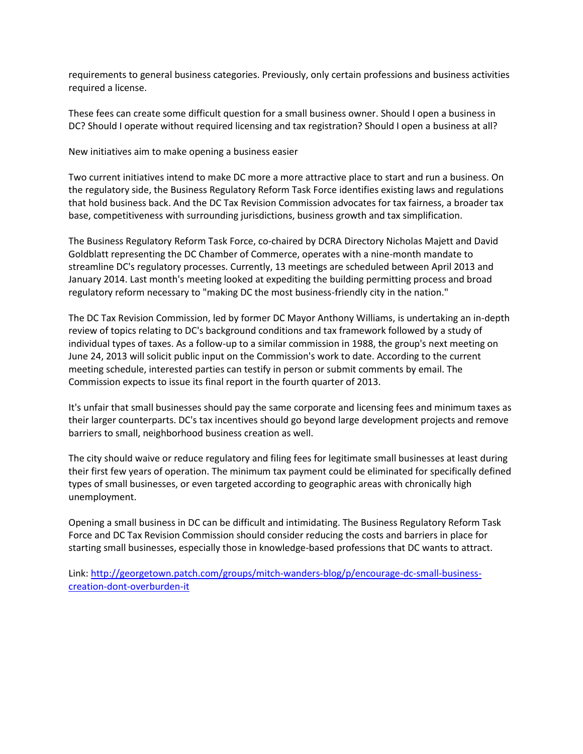requirements to general business categories. Previously, only certain professions and business activities required a license.

These fees can create some difficult question for a small business owner. Should I open a business in DC? Should I operate without required licensing and tax registration? Should I open a business at all?

New initiatives aim to make opening a business easier

Two current initiatives intend to make DC more a more attractive place to start and run a business. On the regulatory side, the Business Regulatory Reform Task Force identifies existing laws and regulations that hold business back. And the DC Tax Revision Commission advocates for tax fairness, a broader tax base, competitiveness with surrounding jurisdictions, business growth and tax simplification.

The Business Regulatory Reform Task Force, co-chaired by DCRA Directory Nicholas Majett and David Goldblatt representing the DC Chamber of Commerce, operates with a nine-month mandate to streamline DC's regulatory processes. Currently, 13 meetings are scheduled between April 2013 and January 2014. Last month's meeting looked at expediting the building permitting process and broad regulatory reform necessary to "making DC the most business-friendly city in the nation."

The DC Tax Revision Commission, led by former DC Mayor Anthony Williams, is undertaking an in-depth review of topics relating to DC's background conditions and tax framework followed by a study of individual types of taxes. As a follow-up to a similar commission in 1988, the group's next meeting on June 24, 2013 will solicit public input on the Commission's work to date. According to the current meeting schedule, interested parties can testify in person or submit comments by email. The Commission expects to issue its final report in the fourth quarter of 2013.

It's unfair that small businesses should pay the same corporate and licensing fees and minimum taxes as their larger counterparts. DC's tax incentives should go beyond large development projects and remove barriers to small, neighborhood business creation as well.

The city should waive or reduce regulatory and filing fees for legitimate small businesses at least during their first few years of operation. The minimum tax payment could be eliminated for specifically defined types of small businesses, or even targeted according to geographic areas with chronically high unemployment.

Opening a small business in DC can be difficult and intimidating. The Business Regulatory Reform Task Force and DC Tax Revision Commission should consider reducing the costs and barriers in place for starting small businesses, especially those in knowledge-based professions that DC wants to attract.

Link: [http://georgetown.patch.com/groups/mitch-wanders-blog/p/encourage-dc-small-business-creation-dont-overburden-it](http://georgetown.patch.com/groups/mitch-wanders-blog/p/encourage-dc-small-business-creation-dont-overburden-it)